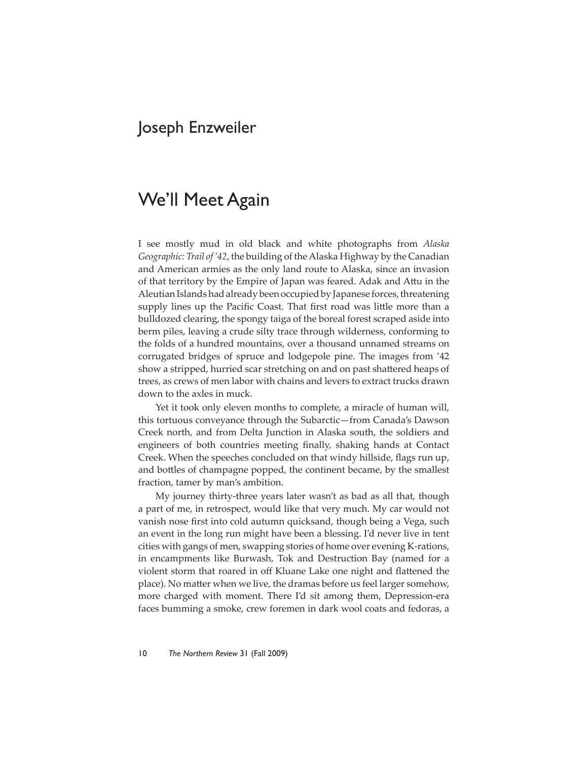Joseph Enzweiler

# We'll Meet Again

I see mostly mud in old black and white photographs from *Alaska Geographic: Trail of '42*, the building of the Alaska Highway by the Canadian and American armies as the only land route to Alaska, since an invasion of that territory by the Empire of Japan was feared. Adak and Attu in the Aleutian Islands had already been occupied by Japanese forces, threatening supply lines up the Pacific Coast. That first road was little more than a bulldozed clearing, the spongy taiga of the boreal forest scraped aside into berm piles, leaving a crude silty trace through wilderness, conforming to the folds of a hundred mountains, over a thousand unnamed streams on corrugated bridges of spruce and lodgepole pine. The images from '42 show a stripped, hurried scar stretching on and on past shattered heaps of trees, as crews of men labor with chains and levers to extract trucks drawn down to the axles in muck.

Yet it took only eleven months to complete, a miracle of human will, this tortuous conveyance through the Subarctic—from Canada's Dawson Creek north, and from Delta Junction in Alaska south, the soldiers and engineers of both countries meeting finally, shaking hands at Contact Creek. When the speeches concluded on that windy hillside, flags run up, and bottles of champagne popped, the continent became, by the smallest fraction, tamer by man's ambition.

My journey thirty-three years later wasn't as bad as all that, though a part of me, in retrospect, would like that very much. My car would not vanish nose first into cold autumn quicksand, though being a Vega, such an event in the long run might have been a blessing. I'd never live in tent cities with gangs of men, swapping stories of home over evening K-rations, in encampments like Burwash, Tok and Destruction Bay (named for a violent storm that roared in off Kluane Lake one night and flattened the place). No matter when we live, the dramas before us feel larger somehow, more charged with moment. There I'd sit among them, Depression-era faces bumming a smoke, crew foremen in dark wool coats and fedoras, a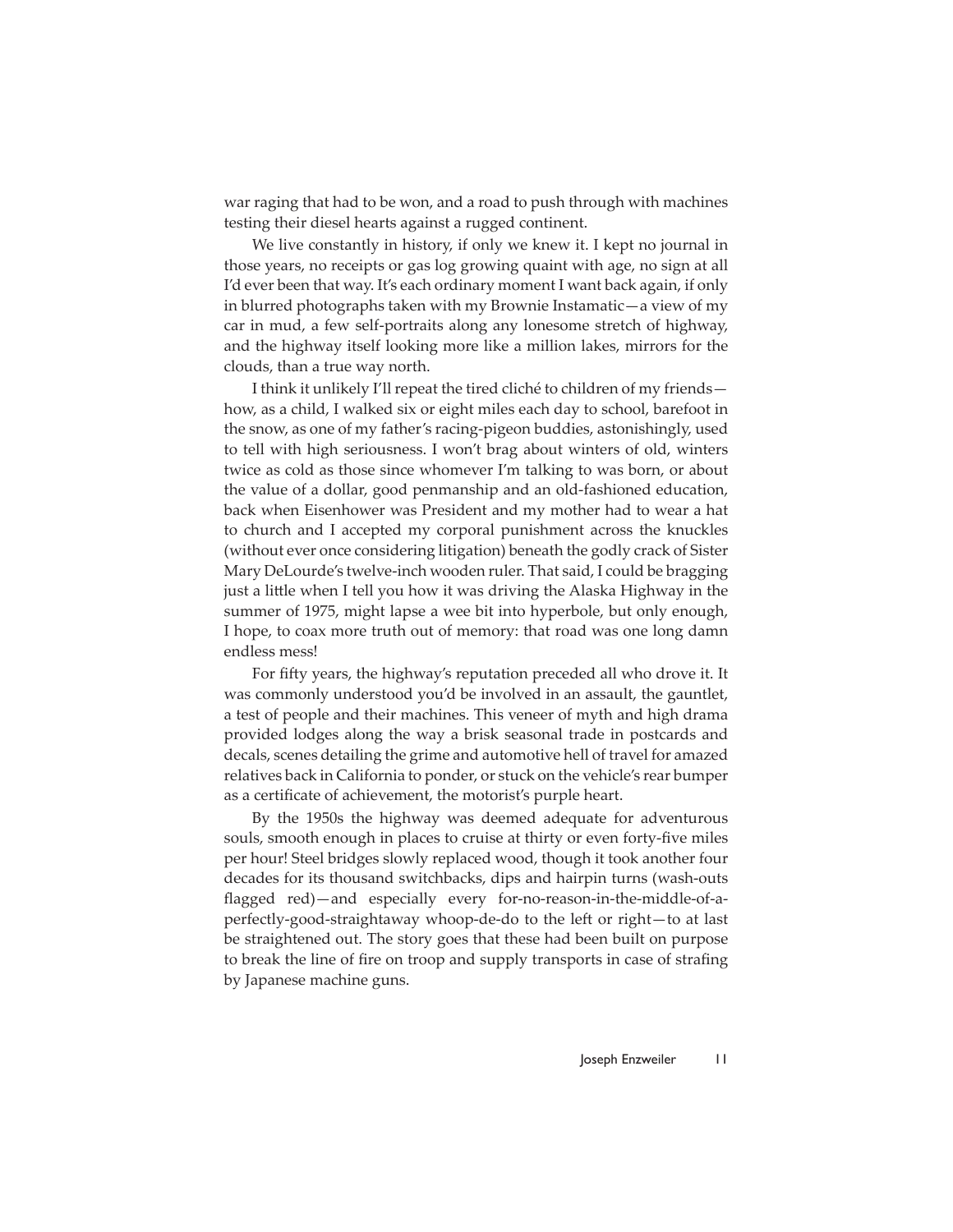war raging that had to be won, and a road to push through with machines testing their diesel hearts against a rugged continent.

We live constantly in history, if only we knew it. I kept no journal in those years, no receipts or gas log growing quaint with age, no sign at all I'd ever been that way. It's each ordinary moment I want back again, if only in blurred photographs taken with my Brownie Instamatic—a view of my car in mud, a few self-portraits along any lonesome stretch of highway, and the highway itself looking more like a million lakes, mirrors for the clouds, than a true way north.

I think it unlikely I'll repeat the tired cliché to children of my friends—how, as a child, I walked six or eight miles each day to school, barefoot in the snow, as one of my father's racing-pigeon buddies, astonishingly, used to tell with high seriousness. I won't brag about winters of old, winters twice as cold as those since whomever I'm talking to was born, or about the value of a dollar, good penmanship and an old-fashioned education, back when Eisenhower was President and my mother had to wear a hat to church and I accepted my corporal punishment across the knuckles (without ever once considering litigation) beneath the godly crack of Sister Mary DeLourde's twelve-inch wooden ruler. That said, I could be bragging just a little when I tell you how it was driving the Alaska Highway in the summer of 1975, might lapse a wee bit into hyperbole, but only enough, I hope, to coax more truth out of memory: that road was one long damn endless mess!

For fifty years, the highway's reputation preceded all who drove it. It was commonly understood you'd be involved in an assault, the gauntlet, a test of people and their machines. This veneer of myth and high drama provided lodges along the way a brisk seasonal trade in postcards and decals, scenes detailing the grime and automotive hell of travel for amazed relatives back in California to ponder, or stuck on the vehicle's rear bumper as a certificate of achievement, the motorist's purple heart.

By the 1950s the highway was deemed adequate for adventurous souls, smooth enough in places to cruise at thirty or even forty-five miles per hour! Steel bridges slowly replaced wood, though it took another four decades for its thousand switchbacks, dips and hairpin turns (wash-outs flagged red)—and especially every for-no-reason-in-the-middle-of-a-perfectly-good-straightaway whoop-de-do to the left or right—to at last be straightened out. The story goes that these had been built on purpose to break the line of fire on troop and supply transports in case of strafing by Japanese machine guns.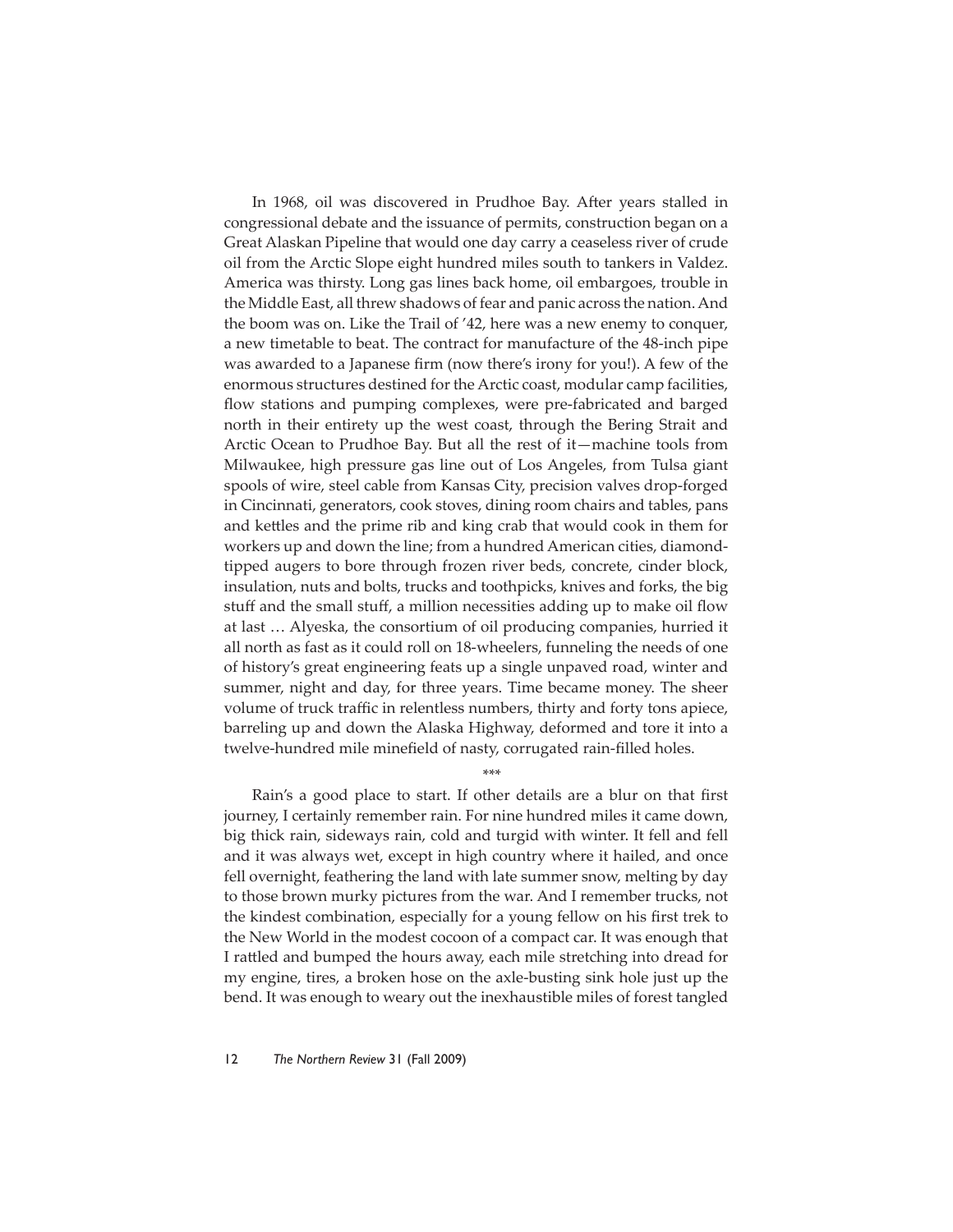In 1968, oil was discovered in Prudhoe Bay. After years stalled in congressional debate and the issuance of permits, construction began on a Great Alaskan Pipeline that would one day carry a ceaseless river of crude oil from the Arctic Slope eight hundred miles south to tankers in Valdez. America was thirsty. Long gas lines back home, oil embargoes, trouble in the Middle East, all threw shadows of fear and panic across the nation. And the boom was on. Like the Trail of '42, here was a new enemy to conquer, a new timetable to beat. The contract for manufacture of the 48-inch pipe was awarded to a Japanese firm (now there's irony for you!). A few of the enormous structures destined for the Arctic coast, modular camp facilities, flow stations and pumping complexes, were pre-fabricated and barged north in their entirety up the west coast, through the Bering Strait and Arctic Ocean to Prudhoe Bay. But all the rest of it—machine tools from Milwaukee, high pressure gas line out of Los Angeles, from Tulsa giant spools of wire, steel cable from Kansas City, precision valves drop-forged in Cincinnati, generators, cook stoves, dining room chairs and tables, pans and kettles and the prime rib and king crab that would cook in them for workers up and down the line; from a hundred American cities, diamond-tipped augers to bore through frozen river beds, concrete, cinder block, insulation, nuts and bolts, trucks and toothpicks, knives and forks, the big stuff and the small stuff, a million necessities adding up to make oil flow at last … Alyeska, the consortium of oil producing companies, hurried it all north as fast as it could roll on 18-wheelers, funneling the needs of one of history's great engineering feats up a single unpaved road, winter and summer, night and day, for three years. Time became money. The sheer volume of truck traffic in relentless numbers, thirty and forty tons apiece, barreling up and down the Alaska Highway, deformed and tore it into a twelve-hundred mile minefield of nasty, corrugated rain-filled holes.

\*\*\*

Rain's a good place to start. If other details are a blur on that first journey, I certainly remember rain. For nine hundred miles it came down, big thick rain, sideways rain, cold and turgid with winter. It fell and fell and it was always wet, except in high country where it hailed, and once fell overnight, feathering the land with late summer snow, melting by day to those brown murky pictures from the war. And I remember trucks, not the kindest combination, especially for a young fellow on his first trek to the New World in the modest cocoon of a compact car. It was enough that I rattled and bumped the hours away, each mile stretching into dread for my engine, tires, a broken hose on the axle-busting sink hole just up the bend. It was enough to weary out the inexhaustible miles of forest tangled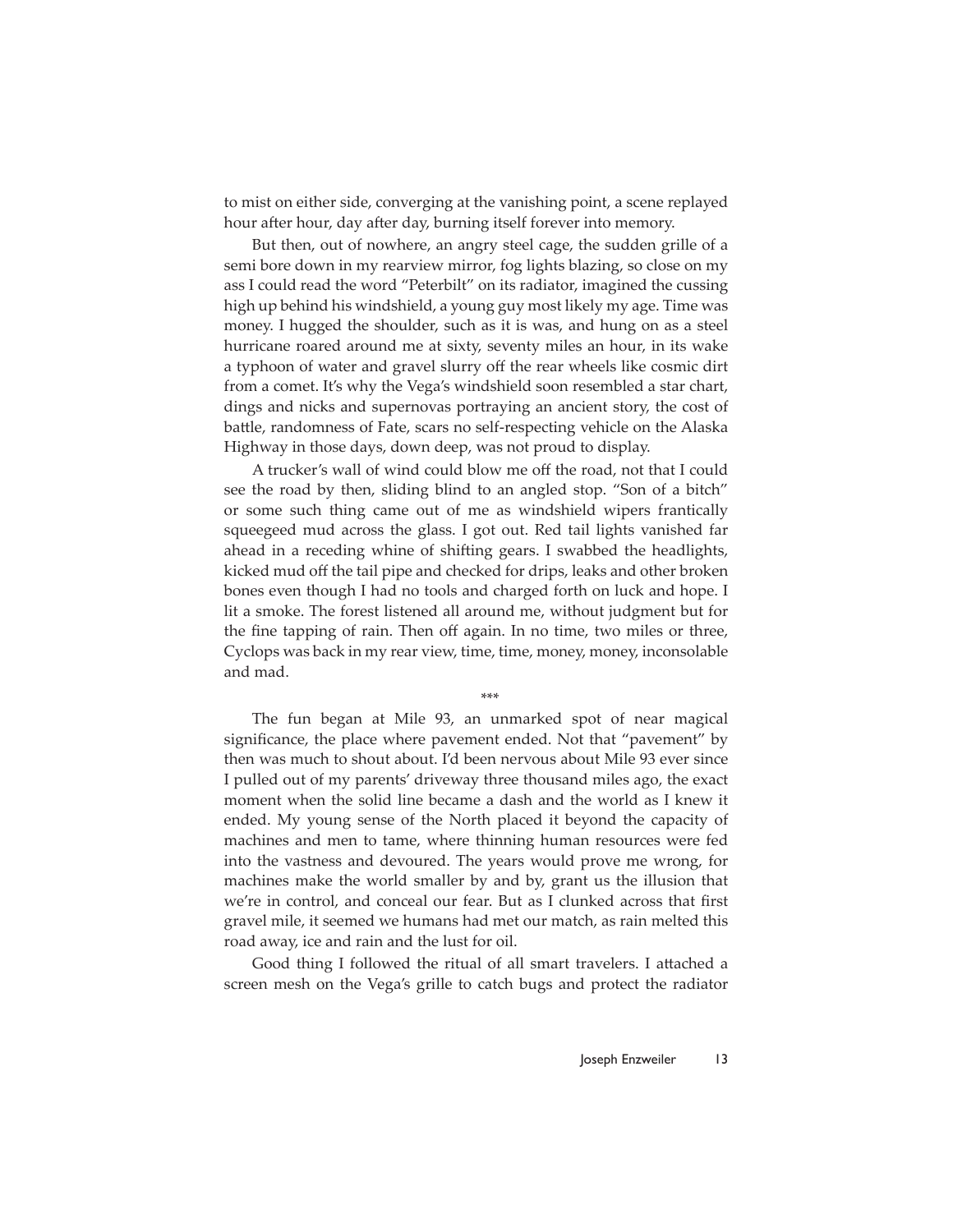to mist on either side, converging at the vanishing point, a scene replayed hour after hour, day after day, burning itself forever into memory.

But then, out of nowhere, an angry steel cage, the sudden grille of a semi bore down in my rearview mirror, fog lights blazing, so close on my ass I could read the word "Peterbilt" on its radiator, imagined the cussing high up behind his windshield, a young guy most likely my age. Time was money. I hugged the shoulder, such as it is was, and hung on as a steel hurricane roared around me at sixty, seventy miles an hour, in its wake a typhoon of water and gravel slurry off the rear wheels like cosmic dirt from a comet. It's why the Vega's windshield soon resembled a star chart, dings and nicks and supernovas portraying an ancient story, the cost of battle, randomness of Fate, scars no self-respecting vehicle on the Alaska Highway in those days, down deep, was not proud to display.

A trucker's wall of wind could blow me off the road, not that I could see the road by then, sliding blind to an angled stop. "Son of a bitch" or some such thing came out of me as windshield wipers frantically squeegeed mud across the glass. I got out. Red tail lights vanished far ahead in a receding whine of shifting gears. I swabbed the headlights, kicked mud off the tail pipe and checked for drips, leaks and other broken bones even though I had no tools and charged forth on luck and hope. I lit a smoke. The forest listened all around me, without judgment but for the fine tapping of rain. Then off again. In no time, two miles or three, Cyclops was back in my rear view, time, time, money, money, inconsolable and mad.

\*\*\*

The fun began at Mile 93, an unmarked spot of near magical significance, the place where pavement ended. Not that "pavement" by then was much to shout about. I'd been nervous about Mile 93 ever since I pulled out of my parents' driveway three thousand miles ago, the exact moment when the solid line became a dash and the world as I knew it ended. My young sense of the North placed it beyond the capacity of machines and men to tame, where thinning human resources were fed into the vastness and devoured. The years would prove me wrong, for machines make the world smaller by and by, grant us the illusion that we're in control, and conceal our fear. But as I clunked across that first gravel mile, it seemed we humans had met our match, as rain melted this road away, ice and rain and the lust for oil.

Good thing I followed the ritual of all smart travelers. I attached a screen mesh on the Vega's grille to catch bugs and protect the radiator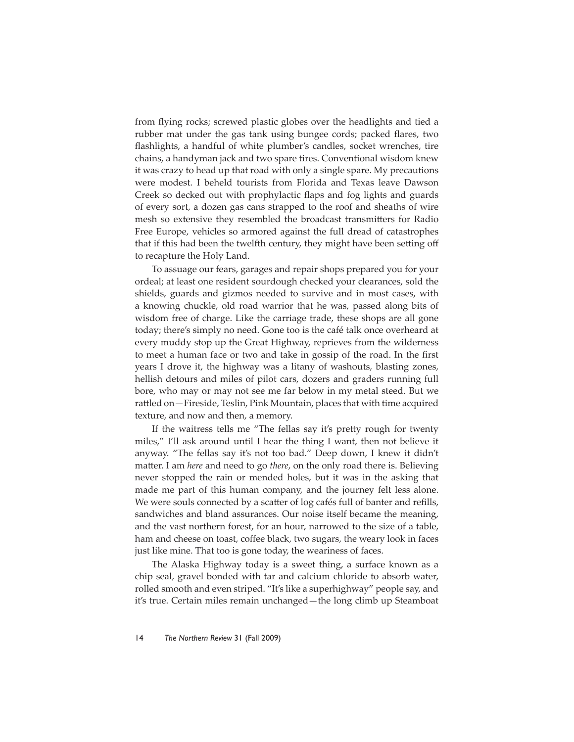from flying rocks; screwed plastic globes over the headlights and tied a rubber mat under the gas tank using bungee cords; packed flares, two flashlights, a handful of white plumber's candles, socket wrenches, tire chains, a handyman jack and two spare tires. Conventional wisdom knew it was crazy to head up that road with only a single spare. My precautions were modest. I beheld tourists from Florida and Texas leave Dawson Creek so decked out with prophylactic flaps and fog lights and guards of every sort, a dozen gas cans strapped to the roof and sheaths of wire mesh so extensive they resembled the broadcast transmitters for Radio Free Europe, vehicles so armored against the full dread of catastrophes that if this had been the twelfth century, they might have been setting off to recapture the Holy Land.

To assuage our fears, garages and repair shops prepared you for your ordeal; at least one resident sourdough checked your clearances, sold the shields, guards and gizmos needed to survive and in most cases, with a knowing chuckle, old road warrior that he was, passed along bits of wisdom free of charge. Like the carriage trade, these shops are all gone today; there's simply no need. Gone too is the café talk once overheard at every muddy stop up the Great Highway, reprieves from the wilderness to meet a human face or two and take in gossip of the road. In the first years I drove it, the highway was a litany of washouts, blasting zones, hellish detours and miles of pilot cars, dozers and graders running full bore, who may or may not see me far below in my metal steed. But we rattled on—Fireside, Teslin, Pink Mountain, places that with time acquired texture, and now and then, a memory.

If the waitress tells me "The fellas say it's pretty rough for twenty miles," I'll ask around until I hear the thing I want, then not believe it anyway. "The fellas say it's not too bad." Deep down, I knew it didn't matter. I am *here* and need to go *there*, on the only road there is. Believing never stopped the rain or mended holes, but it was in the asking that made me part of this human company, and the journey felt less alone. We were souls connected by a scatter of log cafés full of banter and refills, sandwiches and bland assurances. Our noise itself became the meaning, and the vast northern forest, for an hour, narrowed to the size of a table, ham and cheese on toast, coffee black, two sugars, the weary look in faces just like mine. That too is gone today, the weariness of faces.

The Alaska Highway today is a sweet thing, a surface known as a chip seal, gravel bonded with tar and calcium chloride to absorb water, rolled smooth and even striped. "It's like a superhighway" people say, and it's true. Certain miles remain unchanged—the long climb up Steamboat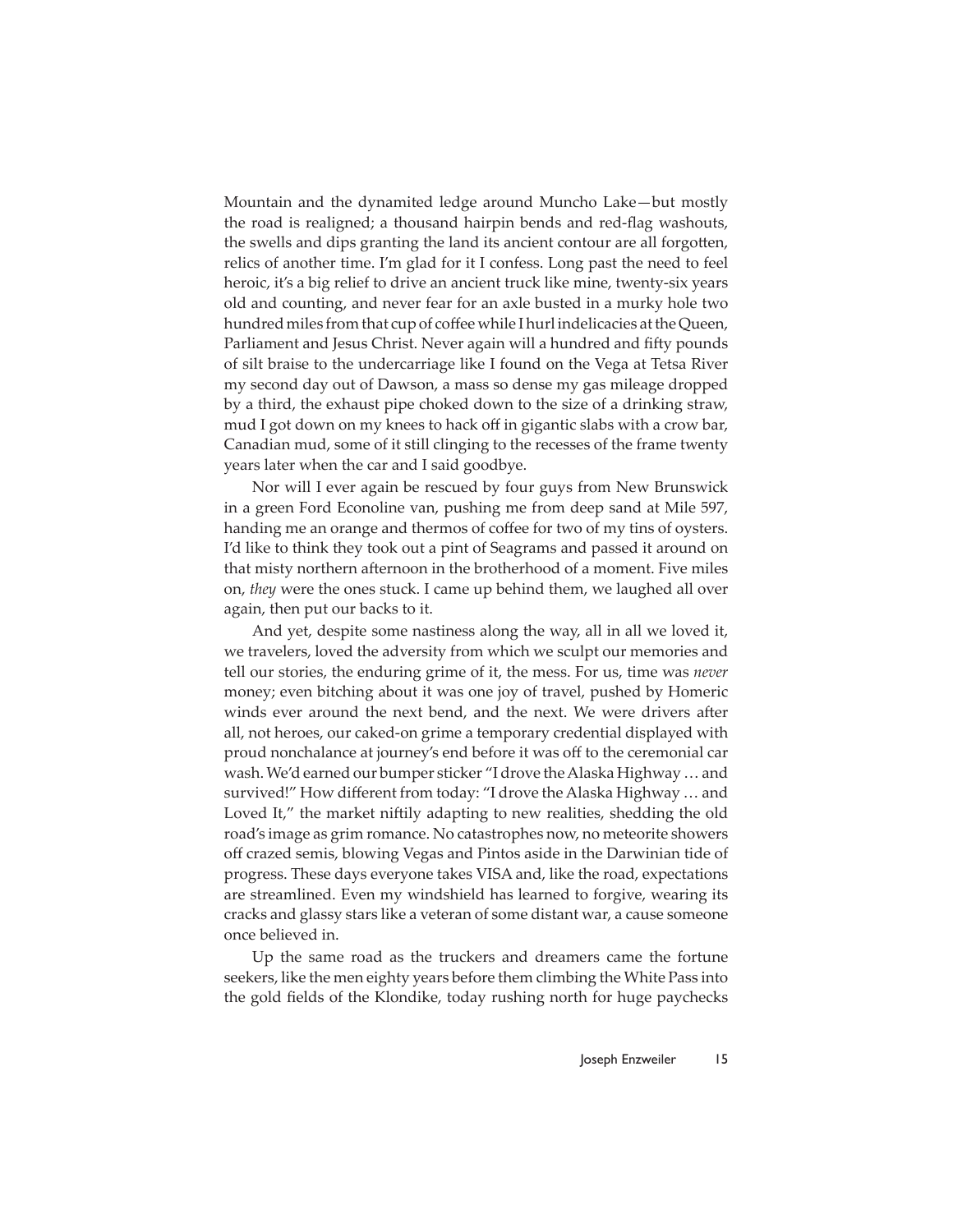Mountain and the dynamited ledge around Muncho Lake—but mostly the road is realigned; a thousand hairpin bends and red-flag washouts, the swells and dips granting the land its ancient contour are all forgotten, relics of another time. I'm glad for it I confess. Long past the need to feel heroic, it's a big relief to drive an ancient truck like mine, twenty-six years old and counting, and never fear for an axle busted in a murky hole two hundred miles from that cup of coffee while I hurl indelicacies at the Queen, Parliament and Jesus Christ. Never again will a hundred and fifty pounds of silt braise to the undercarriage like I found on the Vega at Tetsa River my second day out of Dawson, a mass so dense my gas mileage dropped by a third, the exhaust pipe choked down to the size of a drinking straw, mud I got down on my knees to hack off in gigantic slabs with a crow bar, Canadian mud, some of it still clinging to the recesses of the frame twenty years later when the car and I said goodbye.

Nor will I ever again be rescued by four guys from New Brunswick in a green Ford Econoline van, pushing me from deep sand at Mile 597, handing me an orange and thermos of coffee for two of my tins of oysters. I'd like to think they took out a pint of Seagrams and passed it around on that misty northern afternoon in the brotherhood of a moment. Five miles on, *they* were the ones stuck. I came up behind them, we laughed all over again, then put our backs to it.

And yet, despite some nastiness along the way, all in all we loved it, we travelers, loved the adversity from which we sculpt our memories and tell our stories, the enduring grime of it, the mess. For us, time was *never* money; even bitching about it was one joy of travel, pushed by Homeric winds ever around the next bend, and the next. We were drivers after all, not heroes, our caked-on grime a temporary credential displayed with proud nonchalance at journey's end before it was off to the ceremonial car wash. We'd earned our bumper sticker "I drove the Alaska Highway … and survived!" How different from today: "I drove the Alaska Highway … and Loved It," the market niftily adapting to new realities, shedding the old road's image as grim romance. No catastrophes now, no meteorite showers off crazed semis, blowing Vegas and Pintos aside in the Darwinian tide of progress. These days everyone takes VISA and, like the road, expectations are streamlined. Even my windshield has learned to forgive, wearing its cracks and glassy stars like a veteran of some distant war, a cause someone once believed in.

Up the same road as the truckers and dreamers came the fortune seekers, like the men eighty years before them climbing the White Pass into the gold fields of the Klondike, today rushing north for huge paychecks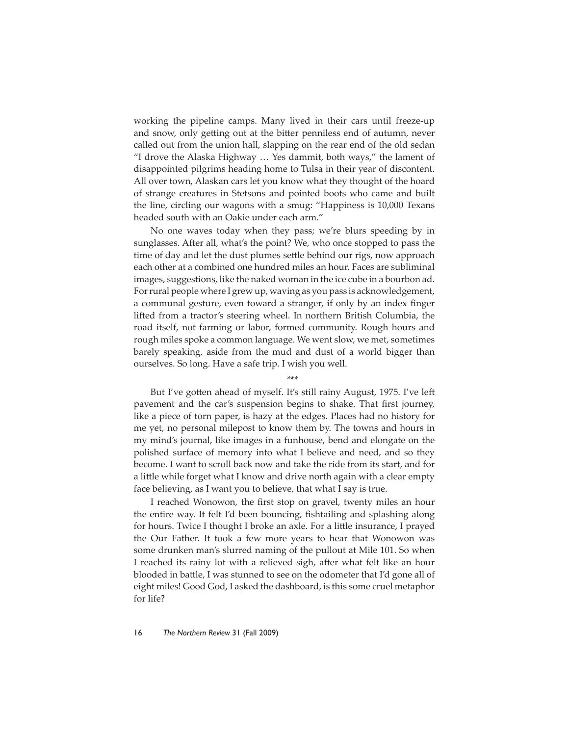working the pipeline camps. Many lived in their cars until freeze-up and snow, only getting out at the bitter penniless end of autumn, never called out from the union hall, slapping on the rear end of the old sedan "I drove the Alaska Highway … Yes dammit, both ways," the lament of disappointed pilgrims heading home to Tulsa in their year of discontent. All over town, Alaskan cars let you know what they thought of the hoard of strange creatures in Stetsons and pointed boots who came and built the line, circling our wagons with a smug: "Happiness is 10,000 Texans headed south with an Oakie under each arm."

No one waves today when they pass; we're blurs speeding by in sunglasses. After all, what's the point? We, who once stopped to pass the time of day and let the dust plumes settle behind our rigs, now approach each other at a combined one hundred miles an hour. Faces are subliminal images, suggestions, like the naked woman in the ice cube in a bourbon ad. For rural people where I grew up, waving as you pass is acknowledgement, a communal gesture, even toward a stranger, if only by an index finger lifted from a tractor's steering wheel. In northern British Columbia, the road itself, not farming or labor, formed community. Rough hours and rough miles spoke a common language. We went slow, we met, sometimes barely speaking, aside from the mud and dust of a world bigger than ourselves. So long. Have a safe trip. I wish you well.

***

But I've gotten ahead of myself. It's still rainy August, 1975. I've left pavement and the car's suspension begins to shake. That first journey, like a piece of torn paper, is hazy at the edges. Places had no history for me yet, no personal milepost to know them by. The towns and hours in my mind's journal, like images in a funhouse, bend and elongate on the polished surface of memory into what I believe and need, and so they become. I want to scroll back now and take the ride from its start, and for a little while forget what I know and drive north again with a clear empty face believing, as I want you to believe, that what I say is true.

I reached Wonowon, the first stop on gravel, twenty miles an hour the entire way. It felt I'd been bouncing, fishtailing and splashing along for hours. Twice I thought I broke an axle. For a little insurance, I prayed the Our Father. It took a few more years to hear that Wonowon was some drunken man's slurred naming of the pullout at Mile 101. So when I reached its rainy lot with a relieved sigh, after what felt like an hour blooded in battle, I was stunned to see on the odometer that I'd gone all of eight miles! Good God, I asked the dashboard, is this some cruel metaphor for life?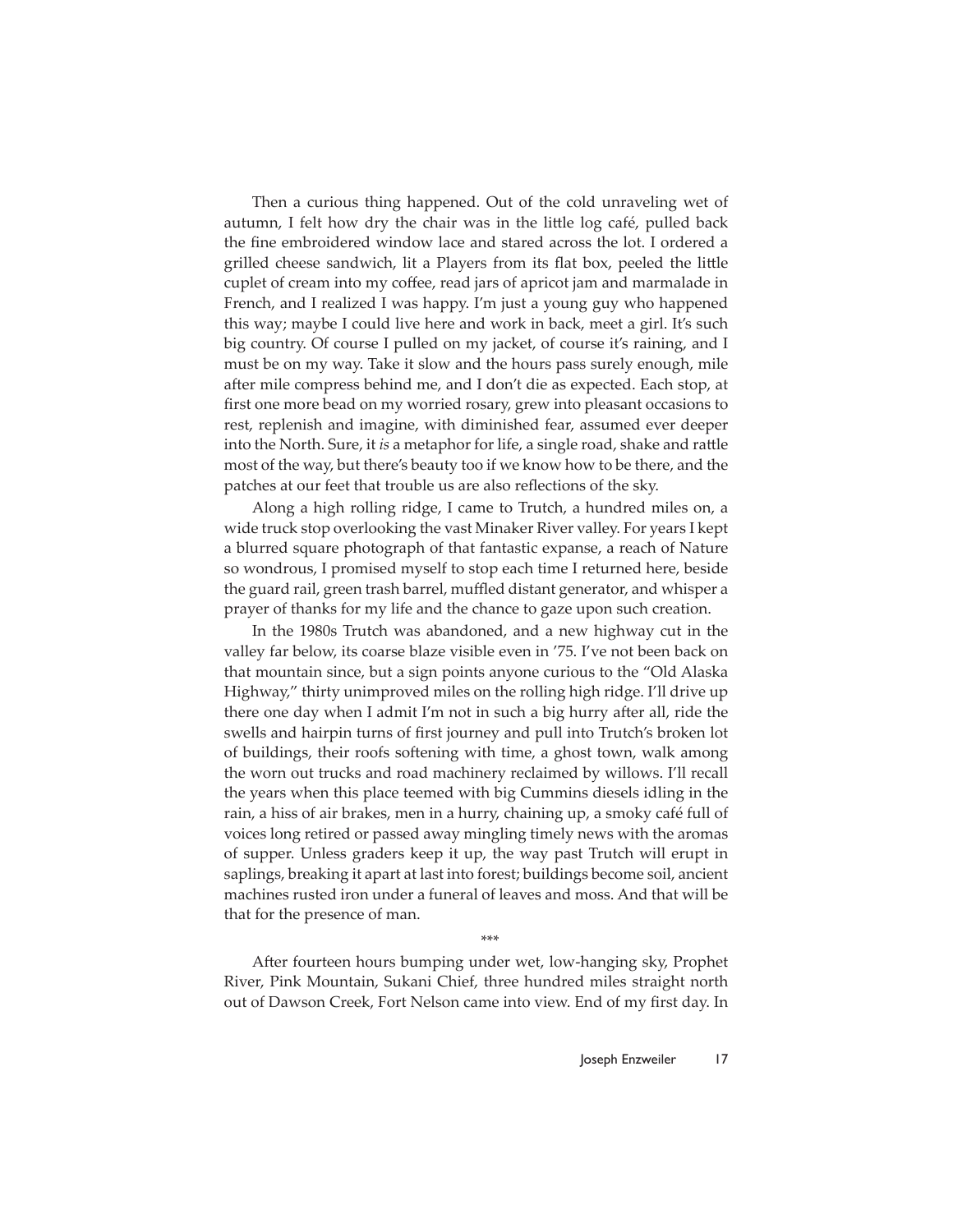Then a curious thing happened. Out of the cold unraveling wet of autumn, I felt how dry the chair was in the little log café, pulled back the fine embroidered window lace and stared across the lot. I ordered a grilled cheese sandwich, lit a Players from its flat box, peeled the little cuplet of cream into my coffee, read jars of apricot jam and marmalade in French, and I realized I was happy. I'm just a young guy who happened this way; maybe I could live here and work in back, meet a girl. It's such big country. Of course I pulled on my jacket, of course it's raining, and I must be on my way. Take it slow and the hours pass surely enough, mile after mile compress behind me, and I don't die as expected. Each stop, at first one more bead on my worried rosary, grew into pleasant occasions to rest, replenish and imagine, with diminished fear, assumed ever deeper into the North. Sure, it *is* a metaphor for life, a single road, shake and rattle most of the way, but there's beauty too if we know how to be there, and the patches at our feet that trouble us are also reflections of the sky.

Along a high rolling ridge, I came to Trutch, a hundred miles on, a wide truck stop overlooking the vast Minaker River valley. For years I kept a blurred square photograph of that fantastic expanse, a reach of Nature so wondrous, I promised myself to stop each time I returned here, beside the guard rail, green trash barrel, muffled distant generator, and whisper a prayer of thanks for my life and the chance to gaze upon such creation.

In the 1980s Trutch was abandoned, and a new highway cut in the valley far below, its coarse blaze visible even in '75. I've not been back on that mountain since, but a sign points anyone curious to the "Old Alaska Highway," thirty unimproved miles on the rolling high ridge. I'll drive up there one day when I admit I'm not in such a big hurry after all, ride the swells and hairpin turns of first journey and pull into Trutch's broken lot of buildings, their roofs softening with time, a ghost town, walk among the worn out trucks and road machinery reclaimed by willows. I'll recall the years when this place teemed with big Cummins diesels idling in the rain, a hiss of air brakes, men in a hurry, chaining up, a smoky café full of voices long retired or passed away mingling timely news with the aromas of supper. Unless graders keep it up, the way past Trutch will erupt in saplings, breaking it apart at last into forest; buildings become soil, ancient machines rusted iron under a funeral of leaves and moss. And that will be that for the presence of man.

\*\*\*

After fourteen hours bumping under wet, low-hanging sky, Prophet River, Pink Mountain, Sukani Chief, three hundred miles straight north out of Dawson Creek, Fort Nelson came into view. End of my first day. In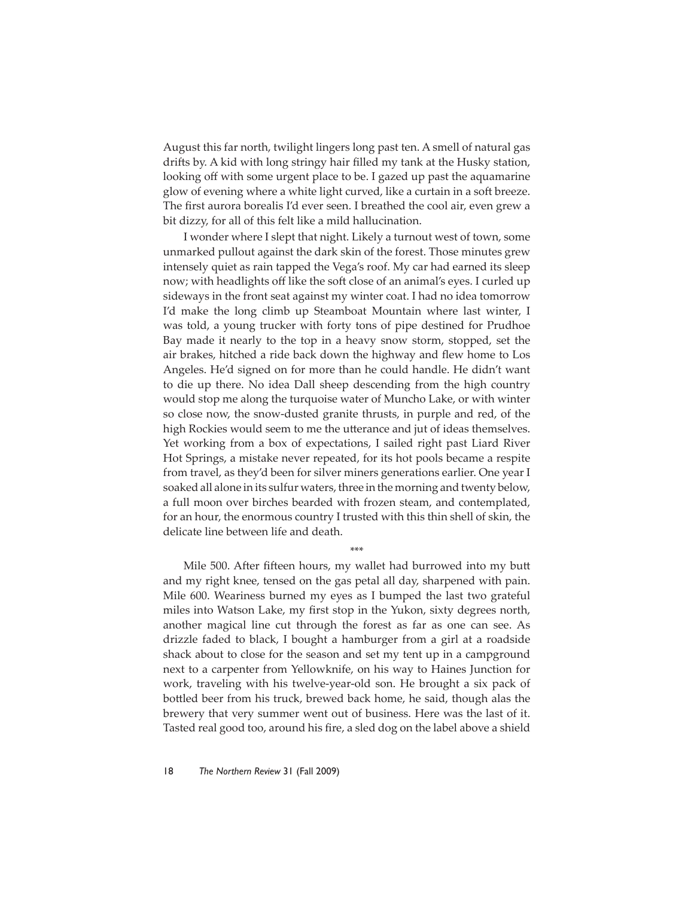August this far north, twilight lingers long past ten. A smell of natural gas drifts by. A kid with long stringy hair filled my tank at the Husky station, looking off with some urgent place to be. I gazed up past the aquamarine glow of evening where a white light curved, like a curtain in a soft breeze. The first aurora borealis I'd ever seen. I breathed the cool air, even grew a bit dizzy, for all of this felt like a mild hallucination.

I wonder where I slept that night. Likely a turnout west of town, some unmarked pullout against the dark skin of the forest. Those minutes grew intensely quiet as rain tapped the Vega's roof. My car had earned its sleep now; with headlights off like the soft close of an animal's eyes. I curled up sideways in the front seat against my winter coat. I had no idea tomorrow I'd make the long climb up Steamboat Mountain where last winter, I was told, a young trucker with forty tons of pipe destined for Prudhoe Bay made it nearly to the top in a heavy snow storm, stopped, set the air brakes, hitched a ride back down the highway and flew home to Los Angeles. He'd signed on for more than he could handle. He didn't want to die up there. No idea Dall sheep descending from the high country would stop me along the turquoise water of Muncho Lake, or with winter so close now, the snow-dusted granite thrusts, in purple and red, of the high Rockies would seem to me the utterance and jut of ideas themselves. Yet working from a box of expectations, I sailed right past Liard River Hot Springs, a mistake never repeated, for its hot pools became a respite from travel, as they'd been for silver miners generations earlier. One year I soaked all alone in its sulfur waters, three in the morning and twenty below, a full moon over birches bearded with frozen steam, and contemplated, for an hour, the enormous country I trusted with this thin shell of skin, the delicate line between life and death.

***

Mile 500. After fifteen hours, my wallet had burrowed into my butt and my right knee, tensed on the gas petal all day, sharpened with pain. Mile 600. Weariness burned my eyes as I bumped the last two grateful miles into Watson Lake, my first stop in the Yukon, sixty degrees north, another magical line cut through the forest as far as one can see. As drizzle faded to black, I bought a hamburger from a girl at a roadside shack about to close for the season and set my tent up in a campground next to a carpenter from Yellowknife, on his way to Haines Junction for work, traveling with his twelve-year-old son. He brought a six pack of bottled beer from his truck, brewed back home, he said, though alas the brewery that very summer went out of business. Here was the last of it. Tasted real good too, around his fire, a sled dog on the label above a shield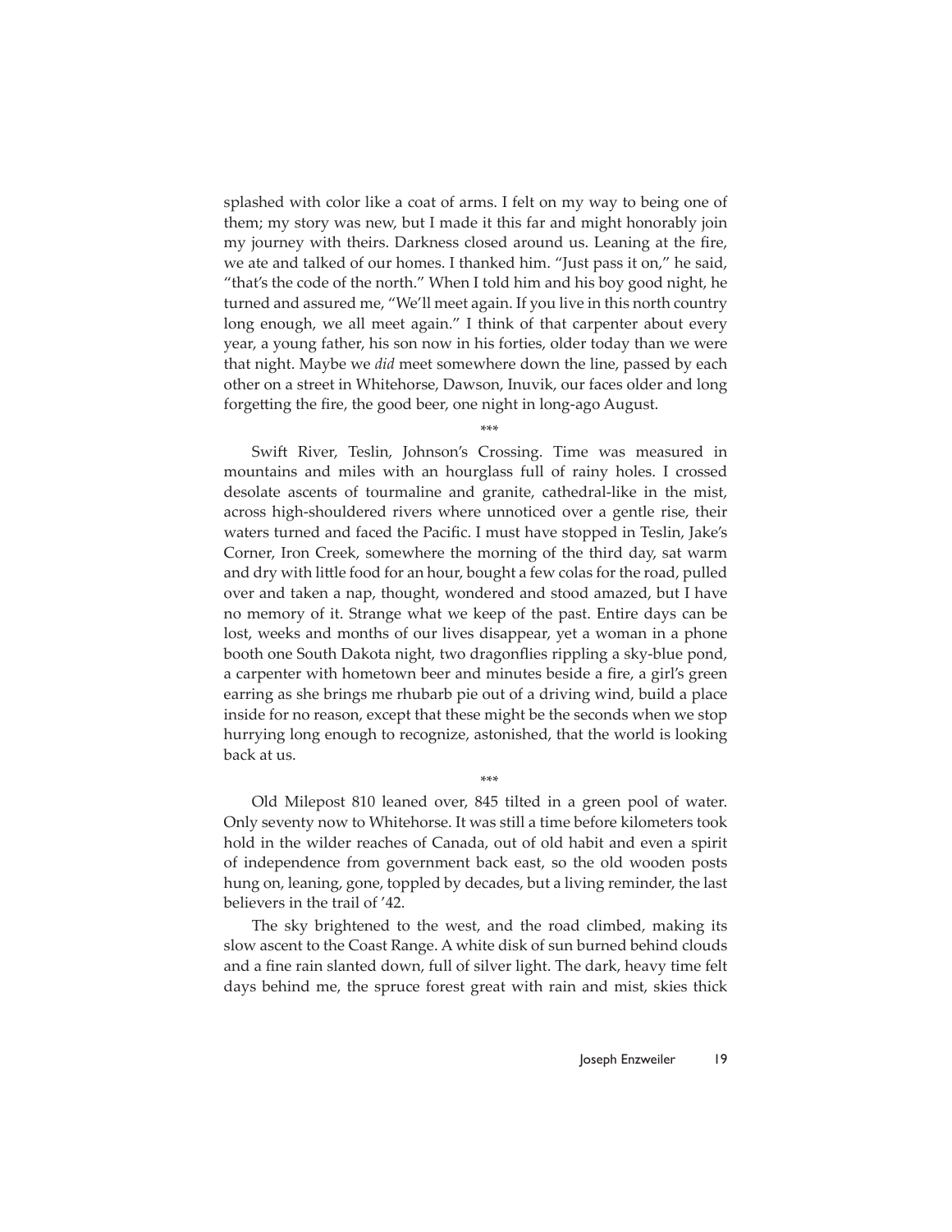splashed with color like a coat of arms. I felt on my way to being one of them; my story was new, but I made it this far and might honorably join my journey with theirs. Darkness closed around us. Leaning at the fire, we ate and talked of our homes. I thanked him. "Just pass it on," he said, "that's the code of the north." When I told him and his boy good night, he turned and assured me, "We'll meet again. If you live in this north country long enough, we all meet again." I think of that carpenter about every year, a young father, his son now in his forties, older today than we were that night. Maybe we *did* meet somewhere down the line, passed by each other on a street in Whitehorse, Dawson, Inuvik, our faces older and long forgetting the fire, the good beer, one night in long-ago August.

***

Swift River, Teslin, Johnson's Crossing. Time was measured in mountains and miles with an hourglass full of rainy holes. I crossed desolate ascents of tourmaline and granite, cathedral-like in the mist, across high-shouldered rivers where unnoticed over a gentle rise, their waters turned and faced the Pacific. I must have stopped in Teslin, Jake's Corner, Iron Creek, somewhere the morning of the third day, sat warm and dry with little food for an hour, bought a few colas for the road, pulled over and taken a nap, thought, wondered and stood amazed, but I have no memory of it. Strange what we keep of the past. Entire days can be lost, weeks and months of our lives disappear, yet a woman in a phone booth one South Dakota night, two dragonflies rippling a sky-blue pond, a carpenter with hometown beer and minutes beside a fire, a girl's green earring as she brings me rhubarb pie out of a driving wind, build a place inside for no reason, except that these might be the seconds when we stop hurrying long enough to recognize, astonished, that the world is looking back at us.

***

Old Milepost 810 leaned over, 845 tilted in a green pool of water. Only seventy now to Whitehorse. It was still a time before kilometers took hold in the wilder reaches of Canada, out of old habit and even a spirit of independence from government back east, so the old wooden posts hung on, leaning, gone, toppled by decades, but a living reminder, the last believers in the trail of '42.

The sky brightened to the west, and the road climbed, making its slow ascent to the Coast Range. A white disk of sun burned behind clouds and a fine rain slanted down, full of silver light. The dark, heavy time felt days behind me, the spruce forest great with rain and mist, skies thick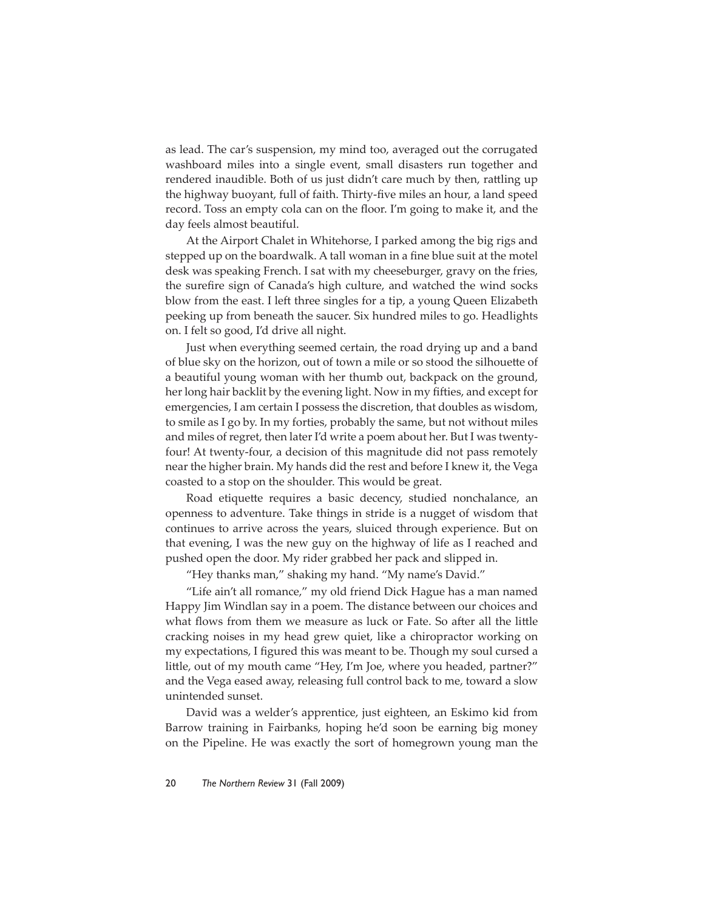as lead. The car's suspension, my mind too, averaged out the corrugated washboard miles into a single event, small disasters run together and rendered inaudible. Both of us just didn't care much by then, rattling up the highway buoyant, full of faith. Thirty-five miles an hour, a land speed record. Toss an empty cola can on the floor. I'm going to make it, and the day feels almost beautiful.

At the Airport Chalet in Whitehorse, I parked among the big rigs and stepped up on the boardwalk. A tall woman in a fine blue suit at the motel desk was speaking French. I sat with my cheeseburger, gravy on the fries, the surefire sign of Canada's high culture, and watched the wind socks blow from the east. I left three singles for a tip, a young Queen Elizabeth peeking up from beneath the saucer. Six hundred miles to go. Headlights on. I felt so good, I'd drive all night.

Just when everything seemed certain, the road drying up and a band of blue sky on the horizon, out of town a mile or so stood the silhouette of a beautiful young woman with her thumb out, backpack on the ground, her long hair backlit by the evening light. Now in my fifties, and except for emergencies, I am certain I possess the discretion, that doubles as wisdom, to smile as I go by. In my forties, probably the same, but not without miles and miles of regret, then later I'd write a poem about her. But I was twenty-four! At twenty-four, a decision of this magnitude did not pass remotely near the higher brain. My hands did the rest and before I knew it, the Vega coasted to a stop on the shoulder. This would be great.

Road etiquette requires a basic decency, studied nonchalance, an openness to adventure. Take things in stride is a nugget of wisdom that continues to arrive across the years, sluiced through experience. But on that evening, I was the new guy on the highway of life as I reached and pushed open the door. My rider grabbed her pack and slipped in.

"Hey thanks man," shaking my hand. "My name's David."

"Life ain't all romance," my old friend Dick Hague has a man named Happy Jim Windlan say in a poem. The distance between our choices and what flows from them we measure as luck or Fate. So after all the little cracking noises in my head grew quiet, like a chiropractor working on my expectations, I figured this was meant to be. Though my soul cursed a little, out of my mouth came "Hey, I'm Joe, where you headed, partner?" and the Vega eased away, releasing full control back to me, toward a slow unintended sunset.

David was a welder's apprentice, just eighteen, an Eskimo kid from Barrow training in Fairbanks, hoping he'd soon be earning big money on the Pipeline. He was exactly the sort of homegrown young man the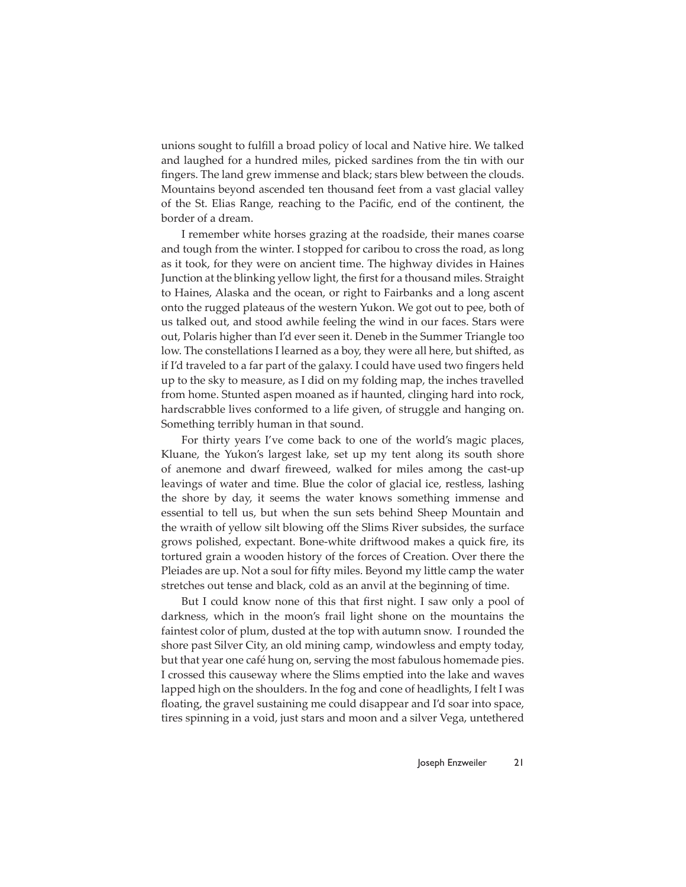unions sought to fulfill a broad policy of local and Native hire. We talked and laughed for a hundred miles, picked sardines from the tin with our fingers. The land grew immense and black; stars blew between the clouds. Mountains beyond ascended ten thousand feet from a vast glacial valley of the St. Elias Range, reaching to the Pacific, end of the continent, the border of a dream.

I remember white horses grazing at the roadside, their manes coarse and tough from the winter. I stopped for caribou to cross the road, as long as it took, for they were on ancient time. The highway divides in Haines Junction at the blinking yellow light, the first for a thousand miles. Straight to Haines, Alaska and the ocean, or right to Fairbanks and a long ascent onto the rugged plateaus of the western Yukon. We got out to pee, both of us talked out, and stood awhile feeling the wind in our faces. Stars were out, Polaris higher than I'd ever seen it. Deneb in the Summer Triangle too low. The constellations I learned as a boy, they were all here, but shifted, as if I'd traveled to a far part of the galaxy. I could have used two fingers held up to the sky to measure, as I did on my folding map, the inches travelled from home. Stunted aspen moaned as if haunted, clinging hard into rock, hardscrabble lives conformed to a life given, of struggle and hanging on. Something terribly human in that sound.

For thirty years I've come back to one of the world's magic places, Kluane, the Yukon's largest lake, set up my tent along its south shore of anemone and dwarf fireweed, walked for miles among the cast-up leavings of water and time. Blue the color of glacial ice, restless, lashing the shore by day, it seems the water knows something immense and essential to tell us, but when the sun sets behind Sheep Mountain and the wraith of yellow silt blowing off the Slims River subsides, the surface grows polished, expectant. Bone-white driftwood makes a quick fire, its tortured grain a wooden history of the forces of Creation. Over there the Pleiades are up. Not a soul for fifty miles. Beyond my little camp the water stretches out tense and black, cold as an anvil at the beginning of time.

But I could know none of this that first night. I saw only a pool of darkness, which in the moon's frail light shone on the mountains the faintest color of plum, dusted at the top with autumn snow. I rounded the shore past Silver City, an old mining camp, windowless and empty today, but that year one café hung on, serving the most fabulous homemade pies. I crossed this causeway where the Slims emptied into the lake and waves lapped high on the shoulders. In the fog and cone of headlights, I felt I was floating, the gravel sustaining me could disappear and I'd soar into space, tires spinning in a void, just stars and moon and a silver Vega, untethered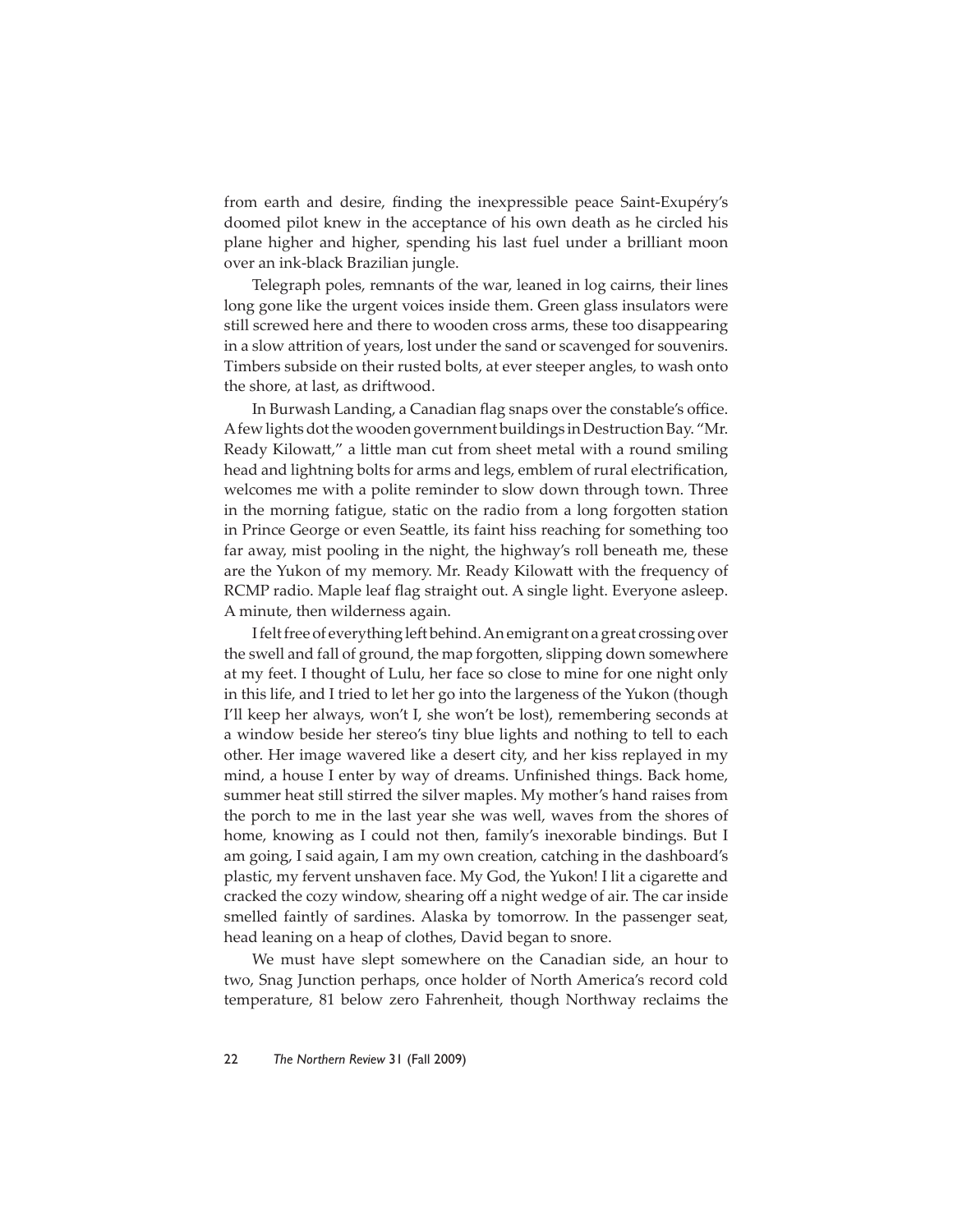from earth and desire, finding the inexpressible peace Saint-Exupéry's doomed pilot knew in the acceptance of his own death as he circled his plane higher and higher, spending his last fuel under a brilliant moon over an ink-black Brazilian jungle.

Telegraph poles, remnants of the war, leaned in log cairns, their lines long gone like the urgent voices inside them. Green glass insulators were still screwed here and there to wooden cross arms, these too disappearing in a slow attrition of years, lost under the sand or scavenged for souvenirs. Timbers subside on their rusted bolts, at ever steeper angles, to wash onto the shore, at last, as driftwood.

In Burwash Landing, a Canadian flag snaps over the constable's office. A few lights dot the wooden government buildings in Destruction Bay. "Mr. Ready Kilowatt," a little man cut from sheet metal with a round smiling head and lightning bolts for arms and legs, emblem of rural electrification, welcomes me with a polite reminder to slow down through town. Three in the morning fatigue, static on the radio from a long forgotten station in Prince George or even Seattle, its faint hiss reaching for something too far away, mist pooling in the night, the highway's roll beneath me, these are the Yukon of my memory. Mr. Ready Kilowatt with the frequency of RCMP radio. Maple leaf flag straight out. A single light. Everyone asleep. A minute, then wilderness again.

I felt free of everything left behind. An emigrant on a great crossing over the swell and fall of ground, the map forgotten, slipping down somewhere at my feet. I thought of Lulu, her face so close to mine for one night only in this life, and I tried to let her go into the largeness of the Yukon (though I'll keep her always, won't I, she won't be lost), remembering seconds at a window beside her stereo's tiny blue lights and nothing to tell to each other. Her image wavered like a desert city, and her kiss replayed in my mind, a house I enter by way of dreams. Unfinished things. Back home, summer heat still stirred the silver maples. My mother's hand raises from the porch to me in the last year she was well, waves from the shores of home, knowing as I could not then, family's inexorable bindings. But I am going, I said again, I am my own creation, catching in the dashboard's plastic, my fervent unshaven face. My God, the Yukon! I lit a cigarette and cracked the cozy window, shearing off a night wedge of air. The car inside smelled faintly of sardines. Alaska by tomorrow. In the passenger seat, head leaning on a heap of clothes, David began to snore.

We must have slept somewhere on the Canadian side, an hour to two, Snag Junction perhaps, once holder of North America's record cold temperature, 81 below zero Fahrenheit, though Northway reclaims the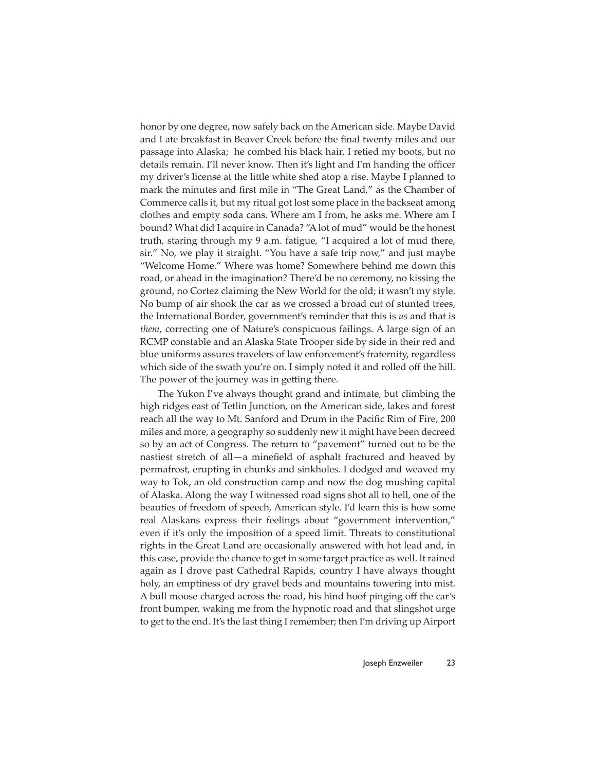honor by one degree, now safely back on the American side. Maybe David and I ate breakfast in Beaver Creek before the final twenty miles and our passage into Alaska; he combed his black hair, I retied my boots, but no details remain. I'll never know. Then it's light and I'm handing the officer my driver's license at the little white shed atop a rise. Maybe I planned to mark the minutes and first mile in "The Great Land," as the Chamber of Commerce calls it, but my ritual got lost some place in the backseat among clothes and empty soda cans. Where am I from, he asks me. Where am I bound? What did I acquire in Canada? "A lot of mud" would be the honest truth, staring through my 9 a.m. fatigue, "I acquired a lot of mud there, sir." No, we play it straight. "You have a safe trip now," and just maybe "Welcome Home." Where was home? Somewhere behind me down this road, or ahead in the imagination? There'd be no ceremony, no kissing the ground, no Cortez claiming the New World for the old; it wasn't my style. No bump of air shook the car as we crossed a broad cut of stunted trees, the International Border, government's reminder that this is *us* and that is *them*, correcting one of Nature's conspicuous failings. A large sign of an RCMP constable and an Alaska State Trooper side by side in their red and blue uniforms assures travelers of law enforcement's fraternity, regardless which side of the swath you're on. I simply noted it and rolled off the hill. The power of the journey was in getting there.

The Yukon I've always thought grand and intimate, but climbing the high ridges east of Tetlin Junction, on the American side, lakes and forest reach all the way to Mt. Sanford and Drum in the Pacific Rim of Fire, 200 miles and more, a geography so suddenly new it might have been decreed so by an act of Congress. The return to "pavement" turned out to be the nastiest stretch of all—a minefield of asphalt fractured and heaved by permafrost, erupting in chunks and sinkholes. I dodged and weaved my way to Tok, an old construction camp and now the dog mushing capital of Alaska. Along the way I witnessed road signs shot all to hell, one of the beauties of freedom of speech, American style. I'd learn this is how some real Alaskans express their feelings about "government intervention," even if it's only the imposition of a speed limit. Threats to constitutional rights in the Great Land are occasionally answered with hot lead and, in this case, provide the chance to get in some target practice as well. It rained again as I drove past Cathedral Rapids, country I have always thought holy, an emptiness of dry gravel beds and mountains towering into mist. A bull moose charged across the road, his hind hoof pinging off the car's front bumper, waking me from the hypnotic road and that slingshot urge to get to the end. It's the last thing I remember; then I'm driving up Airport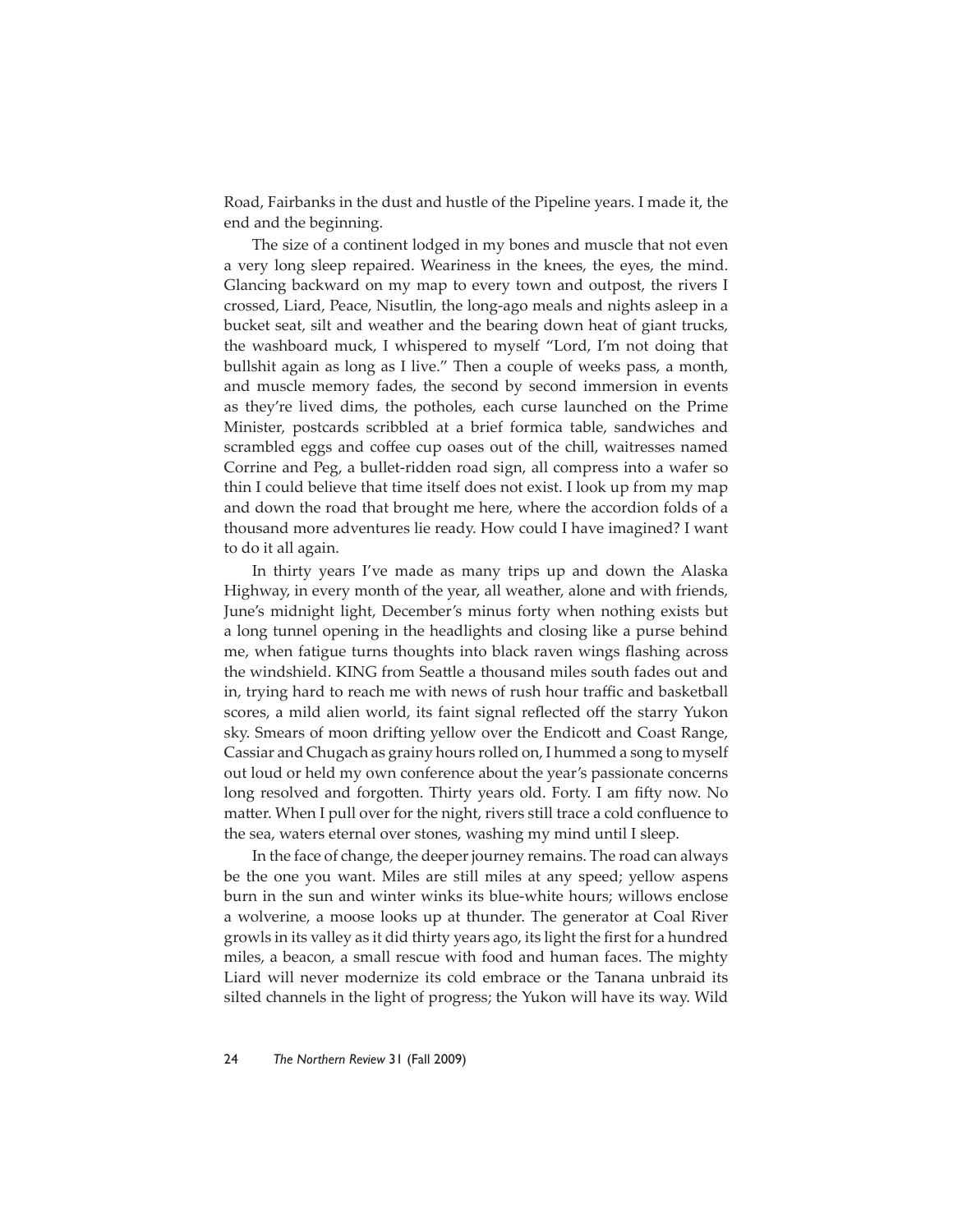Road, Fairbanks in the dust and hustle of the Pipeline years. I made it, the end and the beginning.

The size of a continent lodged in my bones and muscle that not even a very long sleep repaired. Weariness in the knees, the eyes, the mind. Glancing backward on my map to every town and outpost, the rivers I crossed, Liard, Peace, Nisutlin, the long-ago meals and nights asleep in a bucket seat, silt and weather and the bearing down heat of giant trucks, the washboard muck, I whispered to myself "Lord, I'm not doing that bullshit again as long as I live." Then a couple of weeks pass, a month, and muscle memory fades, the second by second immersion in events as they're lived dims, the potholes, each curse launched on the Prime Minister, postcards scribbled at a brief formica table, sandwiches and scrambled eggs and coffee cup oases out of the chill, waitresses named Corrine and Peg, a bullet-ridden road sign, all compress into a wafer so thin I could believe that time itself does not exist. I look up from my map and down the road that brought me here, where the accordion folds of a thousand more adventures lie ready. How could I have imagined? I want to do it all again.

In thirty years I've made as many trips up and down the Alaska Highway, in every month of the year, all weather, alone and with friends, June's midnight light, December's minus forty when nothing exists but a long tunnel opening in the headlights and closing like a purse behind me, when fatigue turns thoughts into black raven wings flashing across the windshield. KING from Seattle a thousand miles south fades out and in, trying hard to reach me with news of rush hour traffic and basketball scores, a mild alien world, its faint signal reflected off the starry Yukon sky. Smears of moon drifting yellow over the Endicott and Coast Range, Cassiar and Chugach as grainy hours rolled on, I hummed a song to myself out loud or held my own conference about the year's passionate concerns long resolved and forgotten. Thirty years old. Forty. I am fifty now. No matter. When I pull over for the night, rivers still trace a cold confluence to the sea, waters eternal over stones, washing my mind until I sleep.

In the face of change, the deeper journey remains. The road can always be the one you want. Miles are still miles at any speed; yellow aspens burn in the sun and winter winks its blue-white hours; willows enclose a wolverine, a moose looks up at thunder. The generator at Coal River growls in its valley as it did thirty years ago, its light the first for a hundred miles, a beacon, a small rescue with food and human faces. The mighty Liard will never modernize its cold embrace or the Tanana unbraid its silted channels in the light of progress; the Yukon will have its way. Wild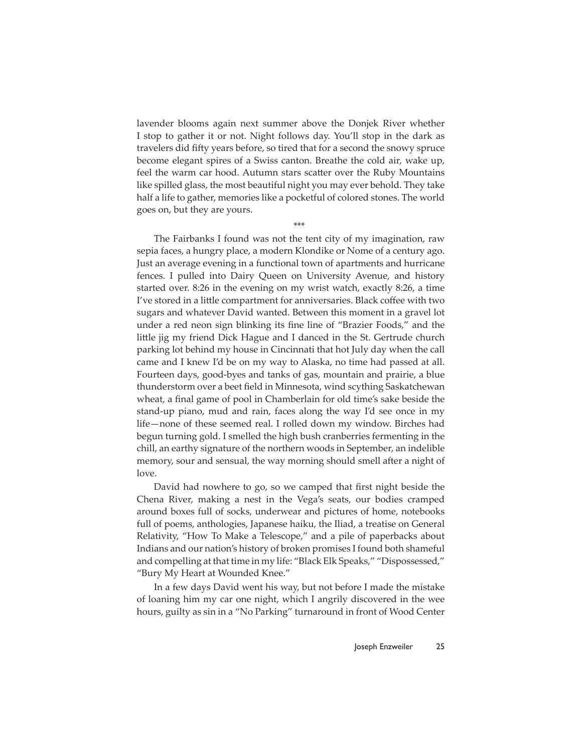lavender blooms again next summer above the Donjek River whether I stop to gather it or not. Night follows day. You'll stop in the dark as travelers did fifty years before, so tired that for a second the snowy spruce become elegant spires of a Swiss canton. Breathe the cold air, wake up, feel the warm car hood. Autumn stars scatter over the Ruby Mountains like spilled glass, the most beautiful night you may ever behold. They take half a life to gather, memories like a pocketful of colored stones. The world goes on, but they are yours.

\*\*\*

The Fairbanks I found was not the tent city of my imagination, raw sepia faces, a hungry place, a modern Klondike or Nome of a century ago. Just an average evening in a functional town of apartments and hurricane fences. I pulled into Dairy Queen on University Avenue, and history started over. 8:26 in the evening on my wrist watch, exactly 8:26, a time I've stored in a little compartment for anniversaries. Black coffee with two sugars and whatever David wanted. Between this moment in a gravel lot under a red neon sign blinking its fine line of "Brazier Foods," and the little jig my friend Dick Hague and I danced in the St. Gertrude church parking lot behind my house in Cincinnati that hot July day when the call came and I knew I'd be on my way to Alaska, no time had passed at all. Fourteen days, good-byes and tanks of gas, mountain and prairie, a blue thunderstorm over a beet field in Minnesota, wind scything Saskatchewan wheat, a final game of pool in Chamberlain for old time's sake beside the stand-up piano, mud and rain, faces along the way I'd see once in my life—none of these seemed real. I rolled down my window. Birches had begun turning gold. I smelled the high bush cranberries fermenting in the chill, an earthy signature of the northern woods in September, an indelible memory, sour and sensual, the way morning should smell after a night of love.

David had nowhere to go, so we camped that first night beside the Chena River, making a nest in the Vega's seats, our bodies cramped around boxes full of socks, underwear and pictures of home, notebooks full of poems, anthologies, Japanese haiku, the Iliad, a treatise on General Relativity, "How To Make a Telescope," and a pile of paperbacks about Indians and our nation's history of broken promises I found both shameful and compelling at that time in my life: "Black Elk Speaks," "Dispossessed," "Bury My Heart at Wounded Knee."

In a few days David went his way, but not before I made the mistake of loaning him my car one night, which I angrily discovered in the wee hours, guilty as sin in a "No Parking" turnaround in front of Wood Center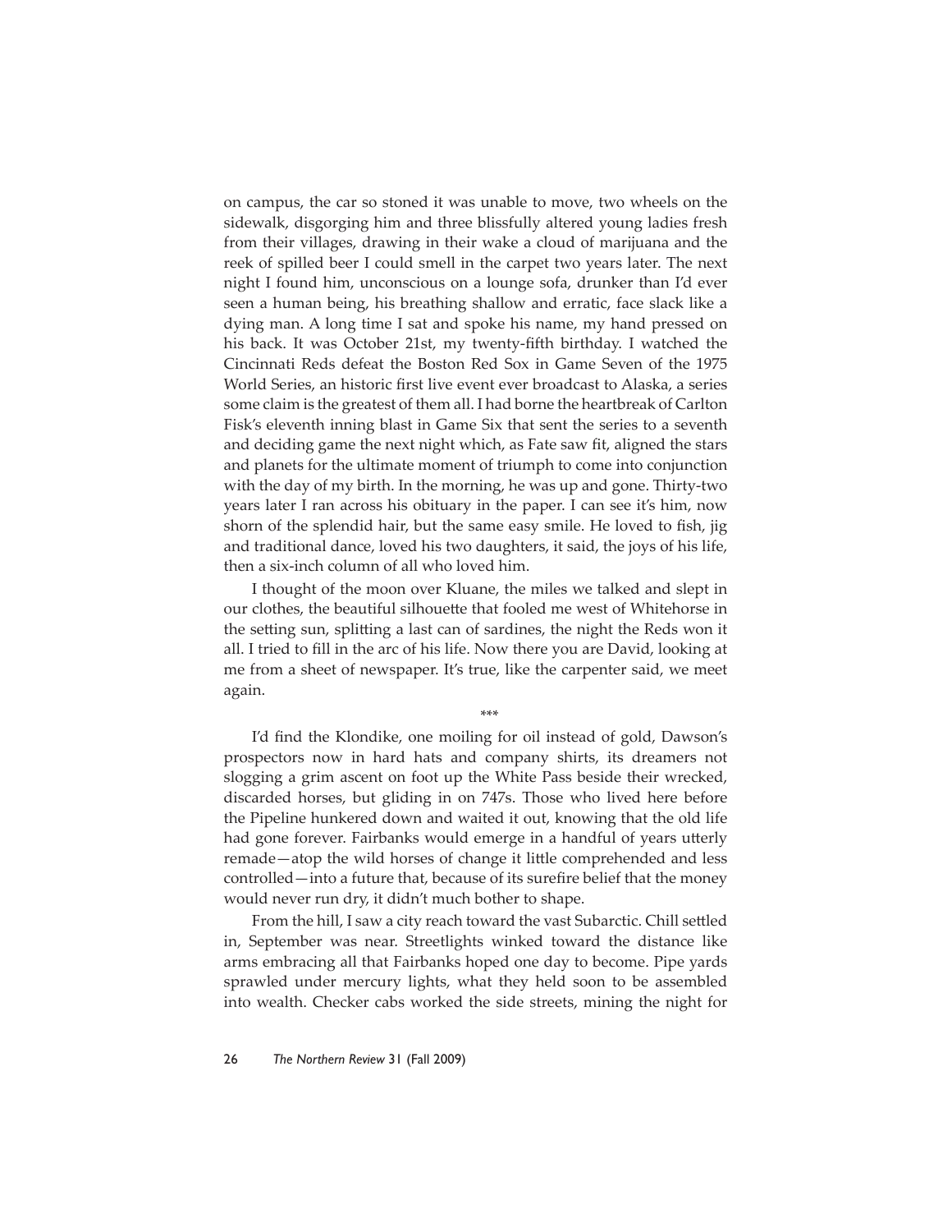on campus, the car so stoned it was unable to move, two wheels on the sidewalk, disgorging him and three blissfully altered young ladies fresh from their villages, drawing in their wake a cloud of marijuana and the reek of spilled beer I could smell in the carpet two years later. The next night I found him, unconscious on a lounge sofa, drunker than I'd ever seen a human being, his breathing shallow and erratic, face slack like a dying man. A long time I sat and spoke his name, my hand pressed on his back. It was October 21st, my twenty-fifth birthday. I watched the Cincinnati Reds defeat the Boston Red Sox in Game Seven of the 1975 World Series, an historic first live event ever broadcast to Alaska, a series some claim is the greatest of them all. I had borne the heartbreak of Carlton Fisk's eleventh inning blast in Game Six that sent the series to a seventh and deciding game the next night which, as Fate saw fit, aligned the stars and planets for the ultimate moment of triumph to come into conjunction with the day of my birth. In the morning, he was up and gone. Thirty-two years later I ran across his obituary in the paper. I can see it's him, now shorn of the splendid hair, but the same easy smile. He loved to fish, jig and traditional dance, loved his two daughters, it said, the joys of his life, then a six-inch column of all who loved him.

I thought of the moon over Kluane, the miles we talked and slept in our clothes, the beautiful silhouette that fooled me west of Whitehorse in the setting sun, splitting a last can of sardines, the night the Reds won it all. I tried to fill in the arc of his life. Now there you are David, looking at me from a sheet of newspaper. It's true, like the carpenter said, we meet again.

***

I'd find the Klondike, one moiling for oil instead of gold, Dawson's prospectors now in hard hats and company shirts, its dreamers not slogging a grim ascent on foot up the White Pass beside their wrecked, discarded horses, but gliding in on 747s. Those who lived here before the Pipeline hunkered down and waited it out, knowing that the old life had gone forever. Fairbanks would emerge in a handful of years utterly remade—atop the wild horses of change it little comprehended and less controlled—into a future that, because of its surefire belief that the money would never run dry, it didn't much bother to shape.

From the hill, I saw a city reach toward the vast Subarctic. Chill settled in, September was near. Streetlights winked toward the distance like arms embracing all that Fairbanks hoped one day to become. Pipe yards sprawled under mercury lights, what they held soon to be assembled into wealth. Checker cabs worked the side streets, mining the night for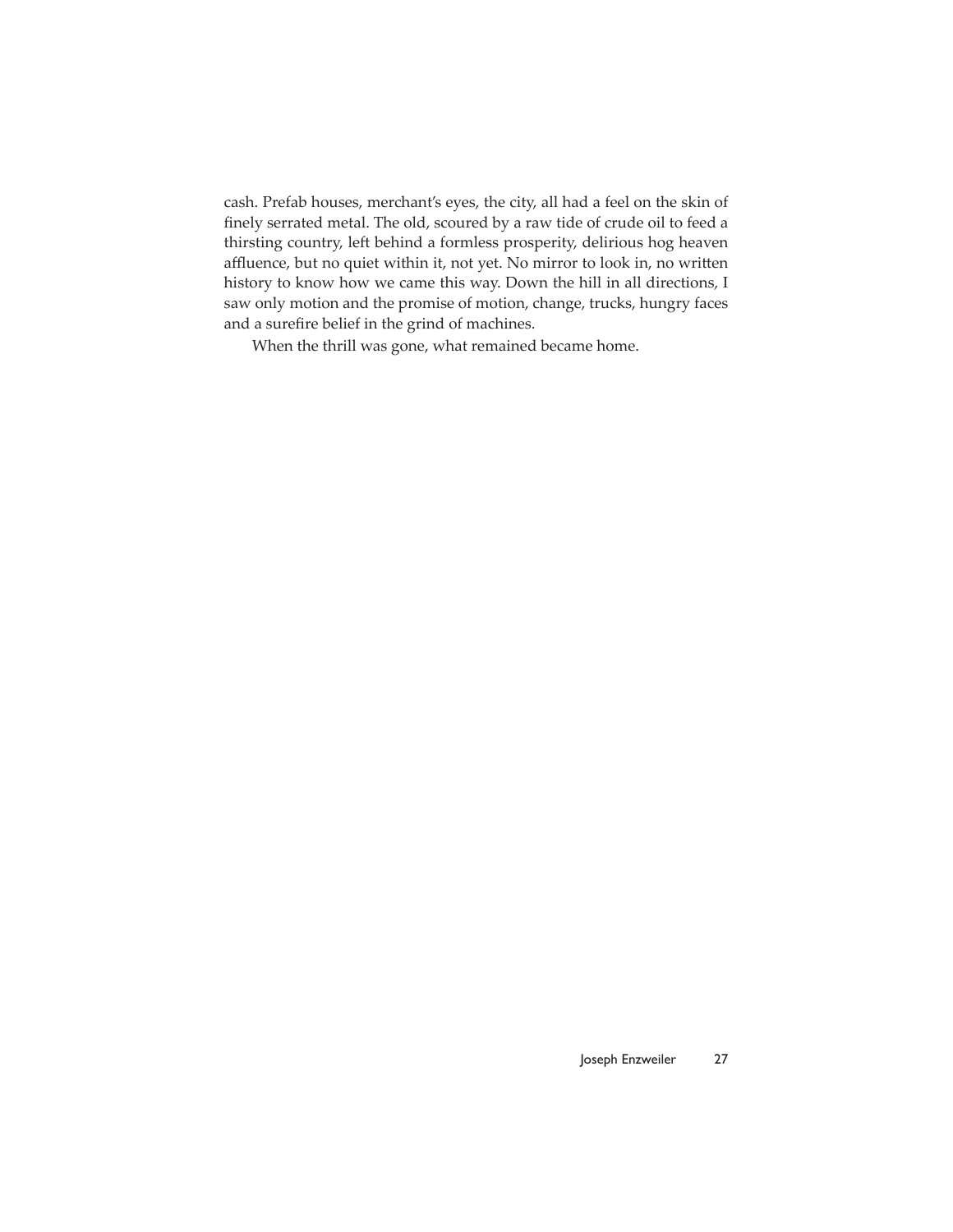cash. Prefab houses, merchant's eyes, the city, all had a feel on the skin of finely serrated metal. The old, scoured by a raw tide of crude oil to feed a thirsting country, left behind a formless prosperity, delirious hog heaven affluence, but no quiet within it, not yet. No mirror to look in, no written history to know how we came this way. Down the hill in all directions, I saw only motion and the promise of motion, change, trucks, hungry faces and a surefire belief in the grind of machines.

When the thrill was gone, what remained became home.